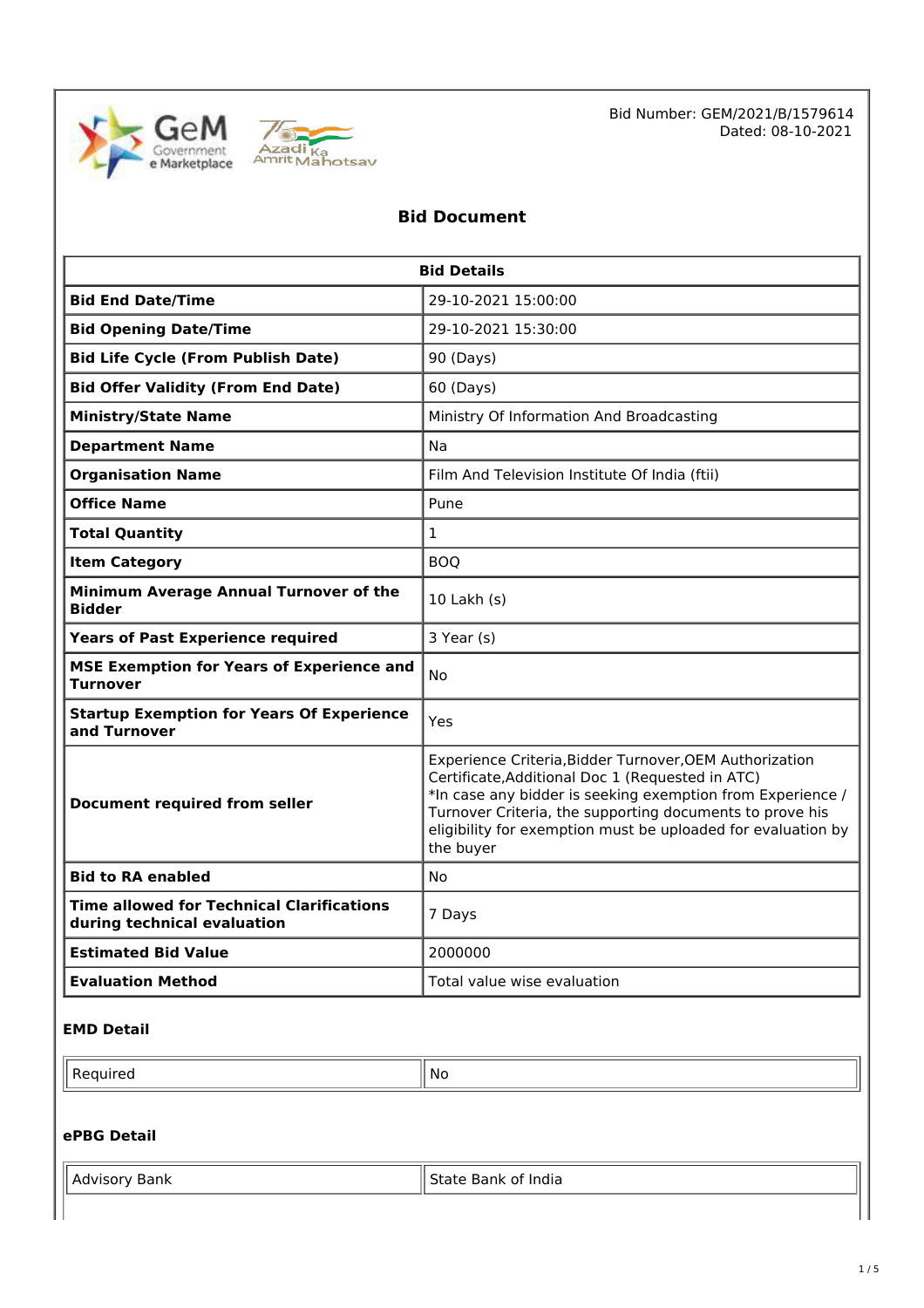Bid Number: GEM/2021/B/1579614
Dated: 08-10-2021

# Bid Document

| Bid Details | |
|---|---|
| **Bid End Date/Time** | 29-10-2021 15:00:00 |
| **Bid Opening Date/Time** | 29-10-2021 15:30:00 |
| **Bid Life Cycle (From Publish Date)** | 90 (Days) |
| **Bid Offer Validity (From End Date)** | 60 (Days) |
| **Ministry/State Name** | Ministry Of Information And Broadcasting |
| **Department Name** | Na |
| **Organisation Name** | Film And Television Institute Of India (ftii) |
| **Office Name** | Pune |
| **Total Quantity** | 1 |
| **Item Category** | BOQ |
| **Minimum Average Annual Turnover of the Bidder** | 10 Lakh (s) |
| **Years of Past Experience required** | 3 Year (s) |
| **MSE Exemption for Years of Experience and Turnover** | No |
| **Startup Exemption for Years Of Experience and Turnover** | Yes |
| **Document required from seller** | Experience Criteria,Bidder Turnover,OEM Authorization Certificate,Additional Doc 1 (Requested in ATC)<br>*In case any bidder is seeking exemption from Experience / Turnover Criteria, the supporting documents to prove his eligibility for exemption must be uploaded for evaluation by the buyer |
| **Bid to RA enabled** | No |
| **Time allowed for Technical Clarifications during technical evaluation** | 7 Days |
| **Estimated Bid Value** | 2000000 |
| **Evaluation Method** | Total value wise evaluation |

### EMD Detail

| Required | No |
|---|---|

### ePBG Detail

| Advisory Bank | State Bank of India |
|---|---|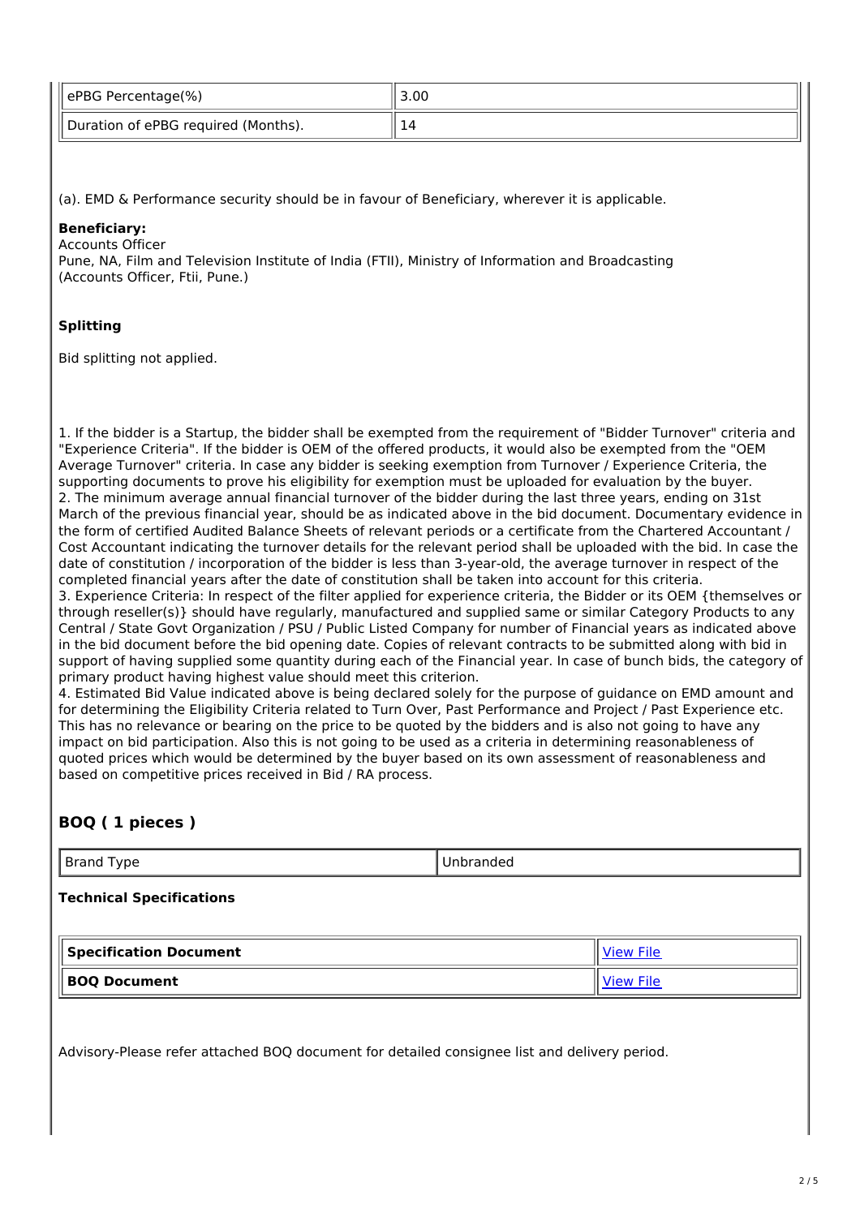| ePBG Percentage(%) | 3.00 |
|---|---|
| Duration of ePBG required (Months). | 14 |

(a). EMD & Performance security should be in favour of Beneficiary, wherever it is applicable.

**Beneficiary:**
Accounts Officer
Pune, NA, Film and Television Institute of India (FTII), Ministry of Information and Broadcasting
(Accounts Officer, Ftii, Pune.)

**Splitting**

Bid splitting not applied.

1. If the bidder is a Startup, the bidder shall be exempted from the requirement of "Bidder Turnover" criteria and "Experience Criteria". If the bidder is OEM of the offered products, it would also be exempted from the "OEM Average Turnover" criteria. In case any bidder is seeking exemption from Turnover / Experience Criteria, the supporting documents to prove his eligibility for exemption must be uploaded for evaluation by the buyer.
2. The minimum average annual financial turnover of the bidder during the last three years, ending on 31st March of the previous financial year, should be as indicated above in the bid document. Documentary evidence in the form of certified Audited Balance Sheets of relevant periods or a certificate from the Chartered Accountant / Cost Accountant indicating the turnover details for the relevant period shall be uploaded with the bid. In case the date of constitution / incorporation of the bidder is less than 3-year-old, the average turnover in respect of the completed financial years after the date of constitution shall be taken into account for this criteria.
3. Experience Criteria: In respect of the filter applied for experience criteria, the Bidder or its OEM {themselves or through reseller(s)} should have regularly, manufactured and supplied same or similar Category Products to any Central / State Govt Organization / PSU / Public Listed Company for number of Financial years as indicated above in the bid document before the bid opening date. Copies of relevant contracts to be submitted along with bid in support of having supplied some quantity during each of the Financial year. In case of bunch bids, the category of primary product having highest value should meet this criterion.
4. Estimated Bid Value indicated above is being declared solely for the purpose of guidance on EMD amount and for determining the Eligibility Criteria related to Turn Over, Past Performance and Project / Past Experience etc. This has no relevance or bearing on the price to be quoted by the bidders and is also not going to have any impact on bid participation. Also this is not going to be used as a criteria in determining reasonableness of quoted prices which would be determined by the buyer based on its own assessment of reasonableness and based on competitive prices received in Bid / RA process.

## BOQ ( 1 pieces )

| Brand Type | Unbranded |
|---|---|

**Technical Specifications**

| **Specification Document** | View File |
|---|---|
| **BOQ Document** | View File |

Advisory-Please refer attached BOQ document for detailed consignee list and delivery period.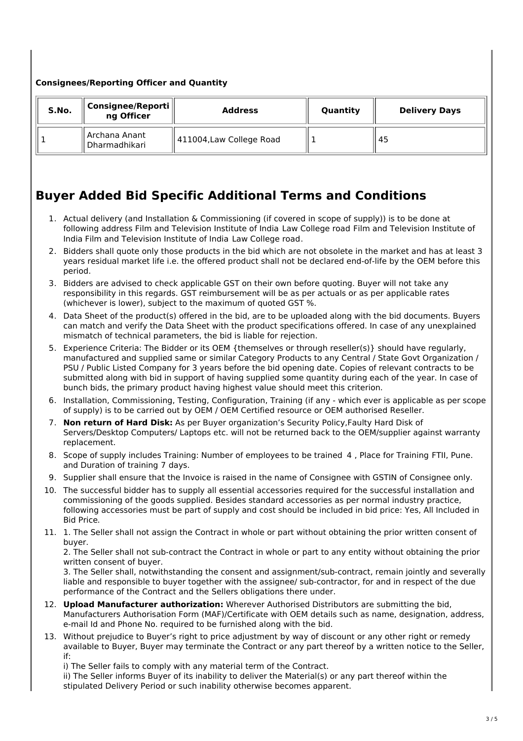**Consignees/Reporting Officer and Quantity**

| S.No. | Consignee/Reporting Officer | Address | Quantity | Delivery Days |
|---|---|---|---|---|
| 1 | Archana Anant Dharmadhikari | 411004,Law College Road | 1 | 45 |

# Buyer Added Bid Specific Additional Terms and Conditions

1. Actual delivery (and Installation & Commissioning (if covered in scope of supply)) is to be done at following address Film and Television Institute of India Law College road Film and Television Institute of India Film and Television Institute of India Law College road.
2. Bidders shall quote only those products in the bid which are not obsolete in the market and has at least 3 years residual market life i.e. the offered product shall not be declared end-of-life by the OEM before this period.
3. Bidders are advised to check applicable GST on their own before quoting. Buyer will not take any responsibility in this regards. GST reimbursement will be as per actuals or as per applicable rates (whichever is lower), subject to the maximum of quoted GST %.
4. Data Sheet of the product(s) offered in the bid, are to be uploaded along with the bid documents. Buyers can match and verify the Data Sheet with the product specifications offered. In case of any unexplained mismatch of technical parameters, the bid is liable for rejection.
5. Experience Criteria: The Bidder or its OEM {themselves or through reseller(s)} should have regularly, manufactured and supplied same or similar Category Products to any Central / State Govt Organization / PSU / Public Listed Company for 3 years before the bid opening date. Copies of relevant contracts to be submitted along with bid in support of having supplied some quantity during each of the year. In case of bunch bids, the primary product having highest value should meet this criterion.
6. Installation, Commissioning, Testing, Configuration, Training (if any - which ever is applicable as per scope of supply) is to be carried out by OEM / OEM Certified resource or OEM authorised Reseller.
7. **Non return of Hard Disk:** As per Buyer organization's Security Policy,Faulty Hard Disk of Servers/Desktop Computers/ Laptops etc. will not be returned back to the OEM/supplier against warranty replacement.
8. Scope of supply includes Training: Number of employees to be trained 4 , Place for Training FTII, Pune. and Duration of training 7 days.
9. Supplier shall ensure that the Invoice is raised in the name of Consignee with GSTIN of Consignee only.
10. The successful bidder has to supply all essential accessories required for the successful installation and commissioning of the goods supplied. Besides standard accessories as per normal industry practice, following accessories must be part of supply and cost should be included in bid price: Yes, All Included in Bid Price.
11. 1. The Seller shall not assign the Contract in whole or part without obtaining the prior written consent of buyer.
    2. The Seller shall not sub-contract the Contract in whole or part to any entity without obtaining the prior written consent of buyer.
    3. The Seller shall, notwithstanding the consent and assignment/sub-contract, remain jointly and severally liable and responsible to buyer together with the assignee/ sub-contractor, for and in respect of the due performance of the Contract and the Sellers obligations there under.
12. **Upload Manufacturer authorization:** Wherever Authorised Distributors are submitting the bid, Manufacturers Authorisation Form (MAF)/Certificate with OEM details such as name, designation, address, e-mail Id and Phone No. required to be furnished along with the bid.
13. Without prejudice to Buyer's right to price adjustment by way of discount or any other right or remedy available to Buyer, Buyer may terminate the Contract or any part thereof by a written notice to the Seller, if:
    i) The Seller fails to comply with any material term of the Contract.
    ii) The Seller informs Buyer of its inability to deliver the Material(s) or any part thereof within the stipulated Delivery Period or such inability otherwise becomes apparent.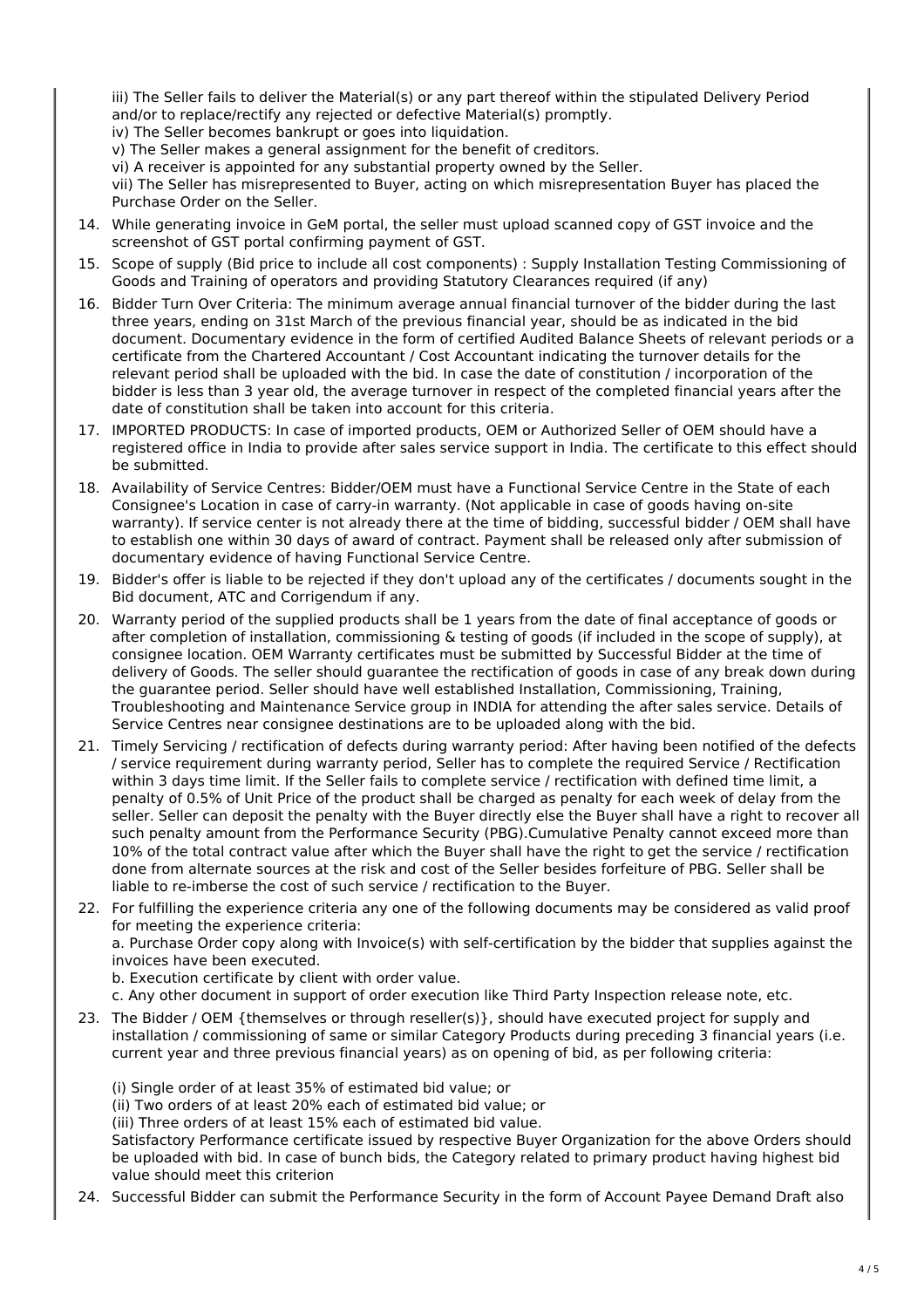iii) The Seller fails to deliver the Material(s) or any part thereof within the stipulated Delivery Period and/or to replace/rectify any rejected or defective Material(s) promptly.
iv) The Seller becomes bankrupt or goes into liquidation.
v) The Seller makes a general assignment for the benefit of creditors.
vi) A receiver is appointed for any substantial property owned by the Seller.
vii) The Seller has misrepresented to Buyer, acting on which misrepresentation Buyer has placed the Purchase Order on the Seller.

14. While generating invoice in GeM portal, the seller must upload scanned copy of GST invoice and the screenshot of GST portal confirming payment of GST.
15. Scope of supply (Bid price to include all cost components) : Supply Installation Testing Commissioning of Goods and Training of operators and providing Statutory Clearances required (if any)
16. Bidder Turn Over Criteria: The minimum average annual financial turnover of the bidder during the last three years, ending on 31st March of the previous financial year, should be as indicated in the bid document. Documentary evidence in the form of certified Audited Balance Sheets of relevant periods or a certificate from the Chartered Accountant / Cost Accountant indicating the turnover details for the relevant period shall be uploaded with the bid. In case the date of constitution / incorporation of the bidder is less than 3 year old, the average turnover in respect of the completed financial years after the date of constitution shall be taken into account for this criteria.
17. IMPORTED PRODUCTS: In case of imported products, OEM or Authorized Seller of OEM should have a registered office in India to provide after sales service support in India. The certificate to this effect should be submitted.
18. Availability of Service Centres: Bidder/OEM must have a Functional Service Centre in the State of each Consignee's Location in case of carry-in warranty. (Not applicable in case of goods having on-site warranty). If service center is not already there at the time of bidding, successful bidder / OEM shall have to establish one within 30 days of award of contract. Payment shall be released only after submission of documentary evidence of having Functional Service Centre.
19. Bidder's offer is liable to be rejected if they don't upload any of the certificates / documents sought in the Bid document, ATC and Corrigendum if any.
20. Warranty period of the supplied products shall be 1 years from the date of final acceptance of goods or after completion of installation, commissioning & testing of goods (if included in the scope of supply), at consignee location. OEM Warranty certificates must be submitted by Successful Bidder at the time of delivery of Goods. The seller should guarantee the rectification of goods in case of any break down during the guarantee period. Seller should have well established Installation, Commissioning, Training, Troubleshooting and Maintenance Service group in INDIA for attending the after sales service. Details of Service Centres near consignee destinations are to be uploaded along with the bid.
21. Timely Servicing / rectification of defects during warranty period: After having been notified of the defects / service requirement during warranty period, Seller has to complete the required Service / Rectification within 3 days time limit. If the Seller fails to complete service / rectification with defined time limit, a penalty of 0.5% of Unit Price of the product shall be charged as penalty for each week of delay from the seller. Seller can deposit the penalty with the Buyer directly else the Buyer shall have a right to recover all such penalty amount from the Performance Security (PBG).Cumulative Penalty cannot exceed more than 10% of the total contract value after which the Buyer shall have the right to get the service / rectification done from alternate sources at the risk and cost of the Seller besides forfeiture of PBG. Seller shall be liable to re-imberse the cost of such service / rectification to the Buyer.
22. For fulfilling the experience criteria any one of the following documents may be considered as valid proof for meeting the experience criteria:
a. Purchase Order copy along with Invoice(s) with self-certification by the bidder that supplies against the invoices have been executed.
b. Execution certificate by client with order value.
c. Any other document in support of order execution like Third Party Inspection release note, etc.
23. The Bidder / OEM {themselves or through reseller(s)}, should have executed project for supply and installation / commissioning of same or similar Category Products during preceding 3 financial years (i.e. current year and three previous financial years) as on opening of bid, as per following criteria:

(i) Single order of at least 35% of estimated bid value; or
(ii) Two orders of at least 20% each of estimated bid value; or
(iii) Three orders of at least 15% each of estimated bid value.
Satisfactory Performance certificate issued by respective Buyer Organization for the above Orders should be uploaded with bid. In case of bunch bids, the Category related to primary product having highest bid value should meet this criterion

24. Successful Bidder can submit the Performance Security in the form of Account Payee Demand Draft also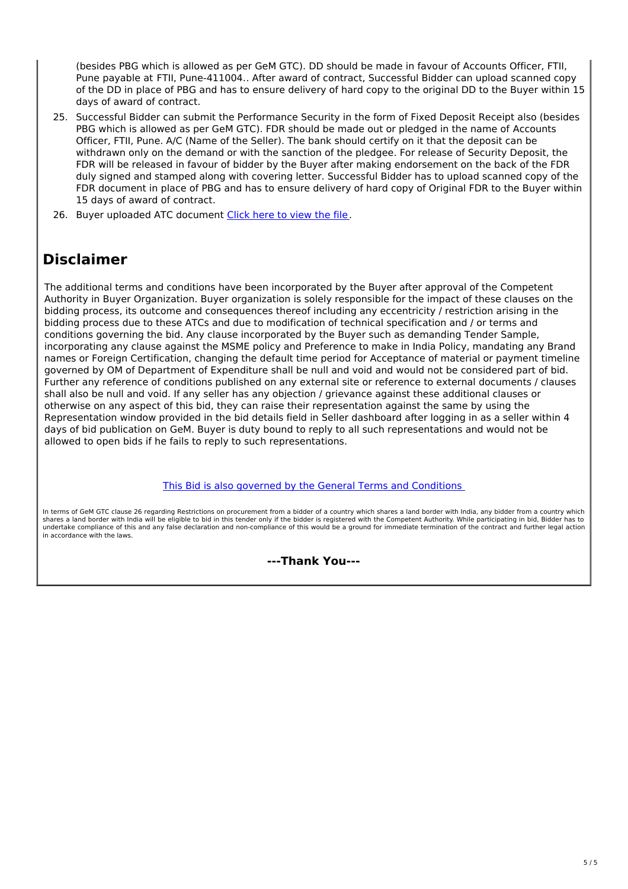(besides PBG which is allowed as per GeM GTC). DD should be made in favour of Accounts Officer, FTII, Pune payable at FTII, Pune-411004.. After award of contract, Successful Bidder can upload scanned copy of the DD in place of PBG and has to ensure delivery of hard copy to the original DD to the Buyer within 15 days of award of contract.

25. Successful Bidder can submit the Performance Security in the form of Fixed Deposit Receipt also (besides PBG which is allowed as per GeM GTC). FDR should be made out or pledged in the name of Accounts Officer, FTII, Pune. A/C (Name of the Seller). The bank should certify on it that the deposit can be withdrawn only on the demand or with the sanction of the pledgee. For release of Security Deposit, the FDR will be released in favour of bidder by the Buyer after making endorsement on the back of the FDR duly signed and stamped along with covering letter. Successful Bidder has to upload scanned copy of the FDR document in place of PBG and has to ensure delivery of hard copy of Original FDR to the Buyer within 15 days of award of contract.
26. Buyer uploaded ATC document Click here to view the file.

## Disclaimer

The additional terms and conditions have been incorporated by the Buyer after approval of the Competent Authority in Buyer Organization. Buyer organization is solely responsible for the impact of these clauses on the bidding process, its outcome and consequences thereof including any eccentricity / restriction arising in the bidding process due to these ATCs and due to modification of technical specification and / or terms and conditions governing the bid. Any clause incorporated by the Buyer such as demanding Tender Sample, incorporating any clause against the MSME policy and Preference to make in India Policy, mandating any Brand names or Foreign Certification, changing the default time period for Acceptance of material or payment timeline governed by OM of Department of Expenditure shall be null and void and would not be considered part of bid. Further any reference of conditions published on any external site or reference to external documents / clauses shall also be null and void. If any seller has any objection / grievance against these additional clauses or otherwise on any aspect of this bid, they can raise their representation against the same by using the Representation window provided in the bid details field in Seller dashboard after logging in as a seller within 4 days of bid publication on GeM. Buyer is duty bound to reply to all such representations and would not be allowed to open bids if he fails to reply to such representations.

This Bid is also governed by the General Terms and Conditions

In terms of GeM GTC clause 26 regarding Restrictions on procurement from a bidder of a country which shares a land border with India, any bidder from a country which shares a land border with India will be eligible to bid in this tender only if the bidder is registered with the Competent Authority. While participating in bid, Bidder has to undertake compliance of this and any false declaration and non-compliance of this would be a ground for immediate termination of the contract and further legal action in accordance with the laws.

**---Thank You---**